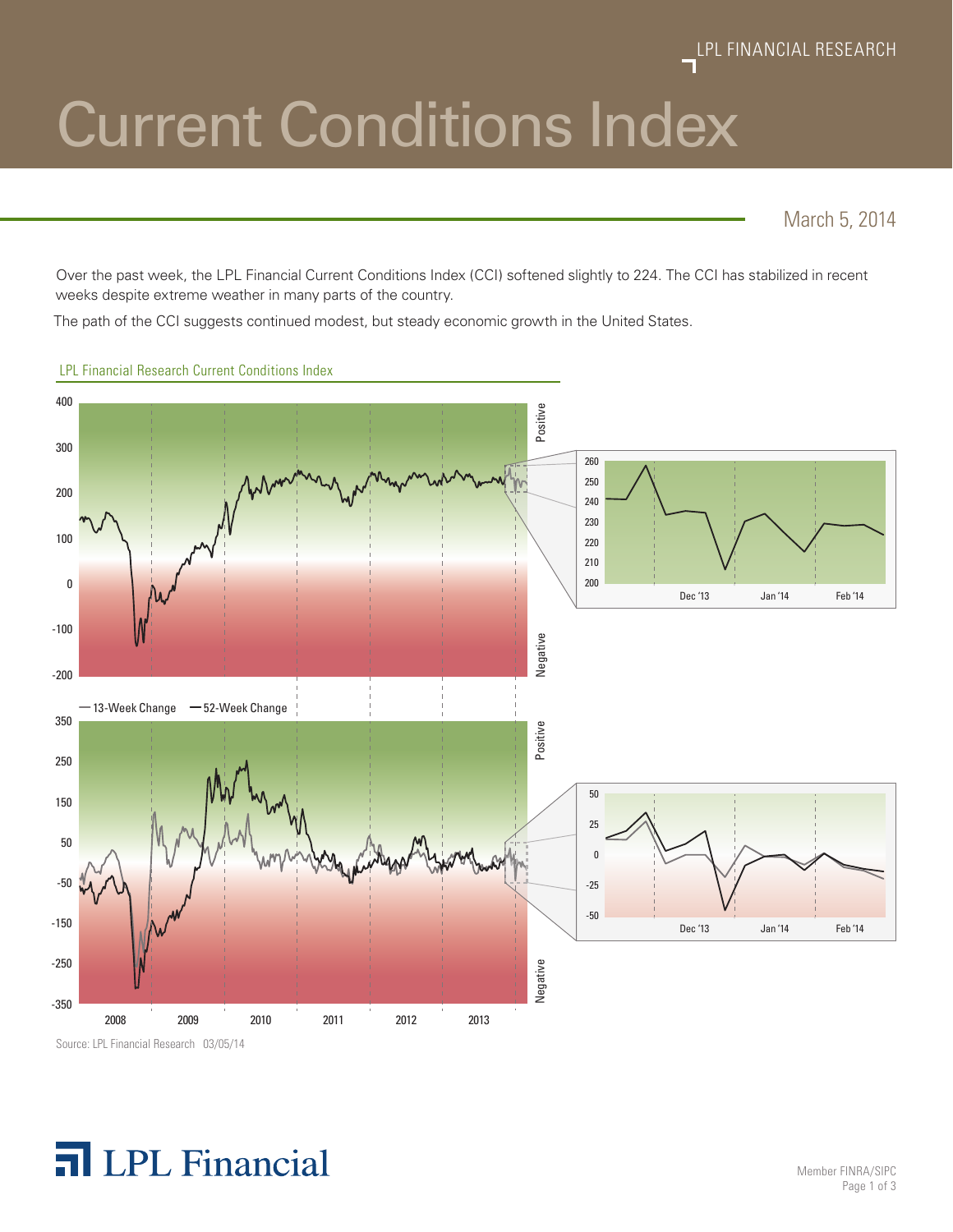LPL FINANCIAL RESEARCH

# Current Conditions Index

March 5, 2014

Over the past week, the LPL Financial Current Conditions Index (CCI) softened slightly to 224. The CCI has stabilized in recent weeks despite extreme weather in many parts of the country.

The path of the CCI suggests continued modest, but steady economic growth in the United States.

LPL Financial Research Current Conditions Index

Source: LPL Financial Research 03/05/14

LPL Financial

Member FINRA/SIPC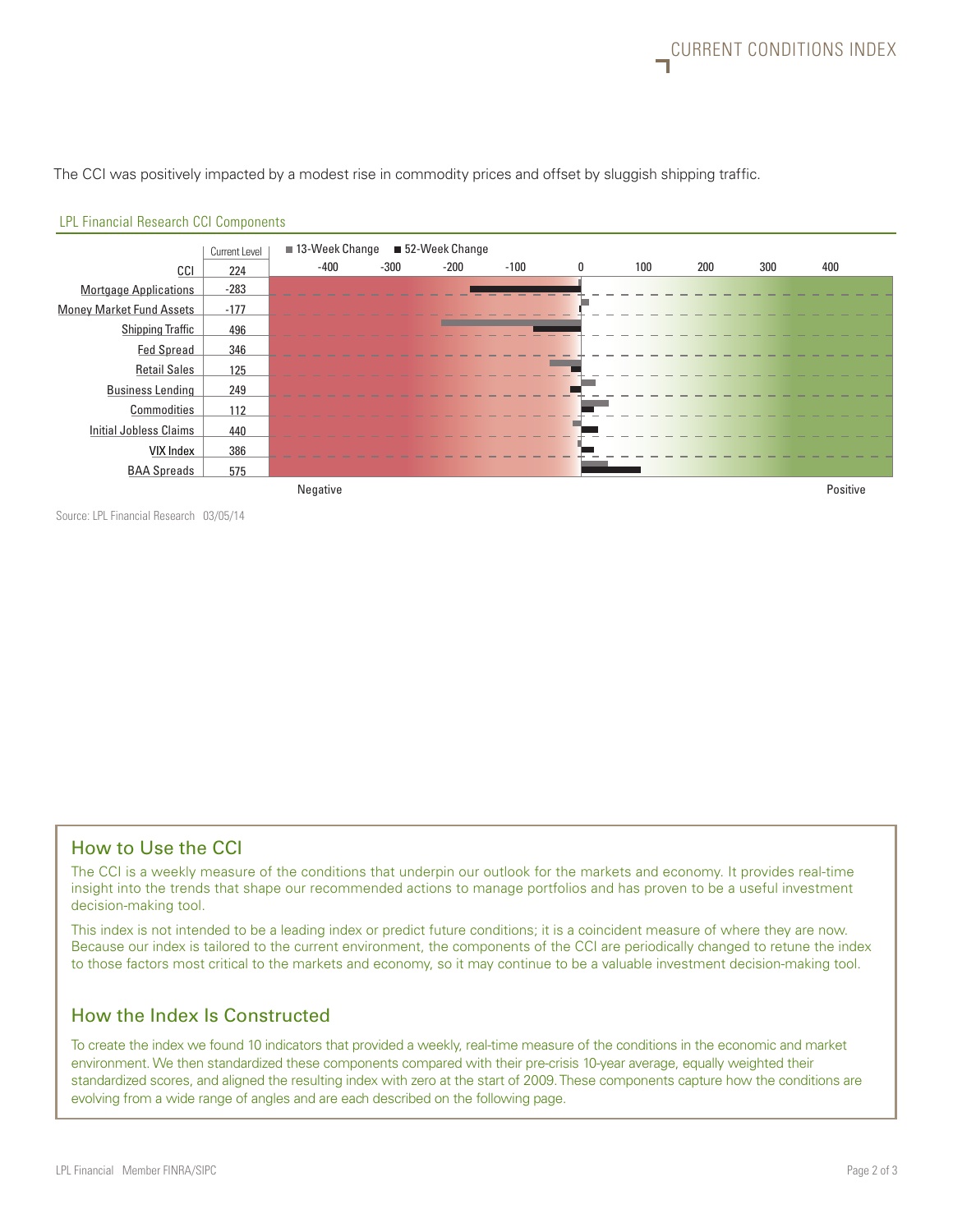The CCI was positively impacted by a modest rise in commodity prices and offset by sluggish shipping traffic.

LPL Financial Research CCI Components

| | Current Level |
|---|---|
| CCI | 224 |
| Mortgage Applications | -283 |
| Money Market Fund Assets | -177 |
| Shipping Traffic | 496 |
| Fed Spread | 346 |
| Retail Sales | 125 |
| Business Lending | 249 |
| Commodities | 112 |
| Initial Jobless Claims | 440 |
| VIX Index | 386 |
| BAA Spreads | 575 |

■ 13-Week Change ■ 52-Week Change

-400 -300 -200 -100 0 100 200 300 400

Negative Positive

Source: LPL Financial Research 03/05/14

## How to Use the CCI

The CCI is a weekly measure of the conditions that underpin our outlook for the markets and economy. It provides real-time insight into the trends that shape our recommended actions to manage portfolios and has proven to be a useful investment decision-making tool.

This index is not intended to be a leading index or predict future conditions; it is a coincident measure of where they are now. Because our index is tailored to the current environment, the components of the CCI are periodically changed to retune the index to those factors most critical to the markets and economy, so it may continue to be a valuable investment decision-making tool.

## How the Index Is Constructed

To create the index we found 10 indicators that provided a weekly, real-time measure of the conditions in the economic and market environment. We then standardized these components compared with their pre-crisis 10-year average, equally weighted their standardized scores, and aligned the resulting index with zero at the start of 2009. These components capture how the conditions are evolving from a wide range of angles and are each described on the following page.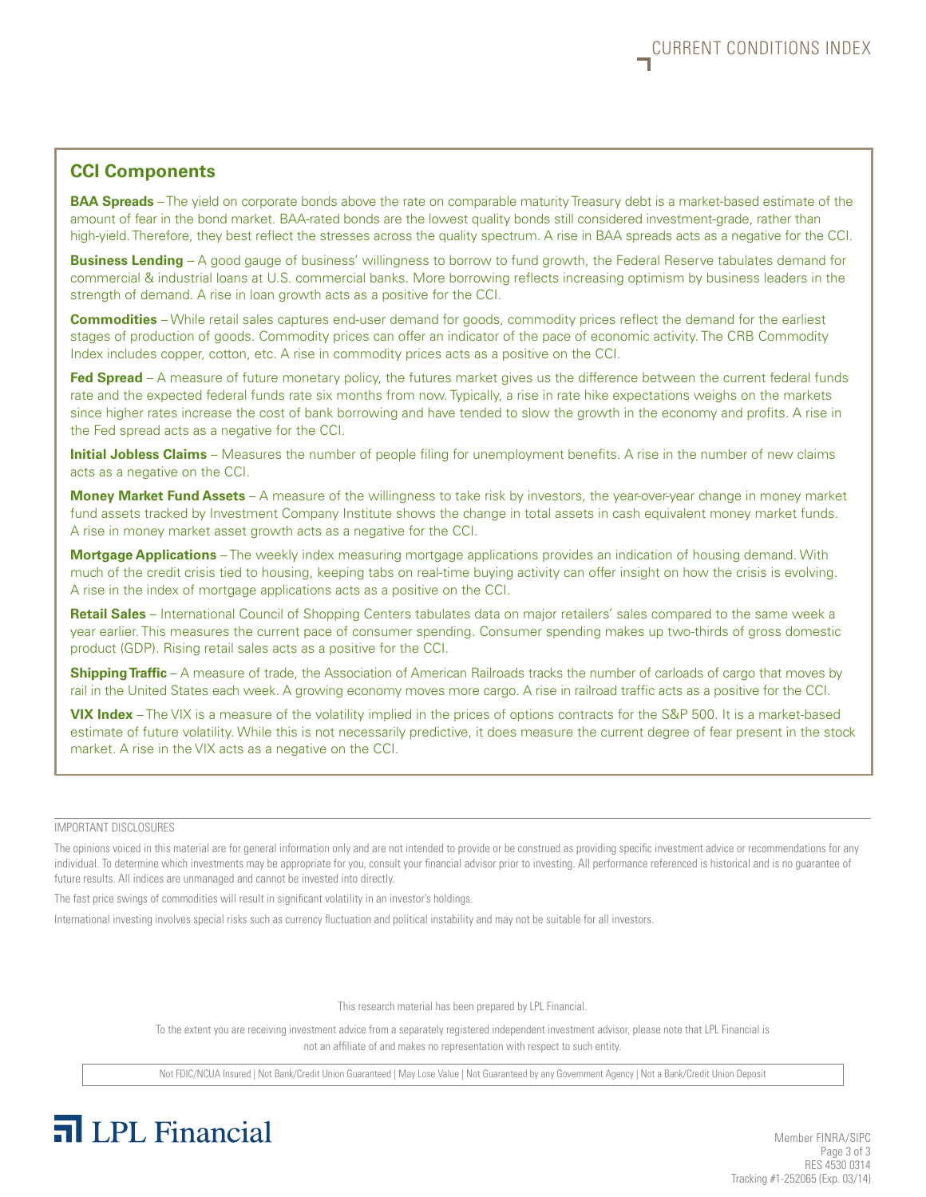## CCI Components

**BAA Spreads** – The yield on corporate bonds above the rate on comparable maturity Treasury debt is a market-based estimate of the amount of fear in the bond market. BAA-rated bonds are the lowest quality bonds still considered investment-grade, rather than high-yield. Therefore, they best reflect the stresses across the quality spectrum. A rise in BAA spreads acts as a negative for the CCI.

**Business Lending** – A good gauge of business' willingness to borrow to fund growth, the Federal Reserve tabulates demand for commercial & industrial loans at U.S. commercial banks. More borrowing reflects increasing optimism by business leaders in the strength of demand. A rise in loan growth acts as a positive for the CCI.

**Commodities** – While retail sales captures end-user demand for goods, commodity prices reflect the demand for the earliest stages of production of goods. Commodity prices can offer an indicator of the pace of economic activity. The CRB Commodity Index includes copper, cotton, etc. A rise in commodity prices acts as a positive on the CCI.

**Fed Spread** – A measure of future monetary policy, the futures market gives us the difference between the current federal funds rate and the expected federal funds rate six months from now. Typically, a rise in rate hike expectations weighs on the markets since higher rates increase the cost of bank borrowing and have tended to slow the growth in the economy and profits. A rise in the Fed spread acts as a negative for the CCI.

**Initial Jobless Claims** – Measures the number of people filing for unemployment benefits. A rise in the number of new claims acts as a negative on the CCI.

**Money Market Fund Assets** – A measure of the willingness to take risk by investors, the year-over-year change in money market fund assets tracked by Investment Company Institute shows the change in total assets in cash equivalent money market funds. A rise in money market asset growth acts as a negative for the CCI.

**Mortgage Applications** – The weekly index measuring mortgage applications provides an indication of housing demand. With much of the credit crisis tied to housing, keeping tabs on real-time buying activity can offer insight on how the crisis is evolving. A rise in the index of mortgage applications acts as a positive on the CCI.

**Retail Sales** – International Council of Shopping Centers tabulates data on major retailers' sales compared to the same week a year earlier. This measures the current pace of consumer spending. Consumer spending makes up two-thirds of gross domestic product (GDP). Rising retail sales acts as a positive for the CCI.

**Shipping Traffic** – A measure of trade, the Association of American Railroads tracks the number of carloads of cargo that moves by rail in the United States each week. A growing economy moves more cargo. A rise in railroad traffic acts as a positive for the CCI.

**VIX Index** – The VIX is a measure of the volatility implied in the prices of options contracts for the S&P 500. It is a market-based estimate of future volatility. While this is not necessarily predictive, it does measure the current degree of fear present in the stock market. A rise in the VIX acts as a negative on the CCI.

IMPORTANT DISCLOSURES

The opinions voiced in this material are for general information only and are not intended to provide or be construed as providing specific investment advice or recommendations for any individual. To determine which investments may be appropriate for you, consult your financial advisor prior to investing. All performance referenced is historical and is no guarantee of future results. All indices are unmanaged and cannot be invested into directly.

The fast price swings of commodities will result in significant volatility in an investor's holdings.

International investing involves special risks such as currency fluctuation and political instability and may not be suitable for all investors.

This research material has been prepared by LPL Financial.

To the extent you are receiving investment advice from a separately registered independent investment advisor, please note that LPL Financial is not an affiliate of and makes no representation with respect to such entity.

Not FDIC/NCUA Insured | Not Bank/Credit Union Guaranteed | May Lose Value | Not Guaranteed by any Government Agency | Not a Bank/Credit Union Deposit

LPL Financial

Member FINRA/SIPC

RES 4530 0314

Tracking #1-252065 (Exp. 03/14)